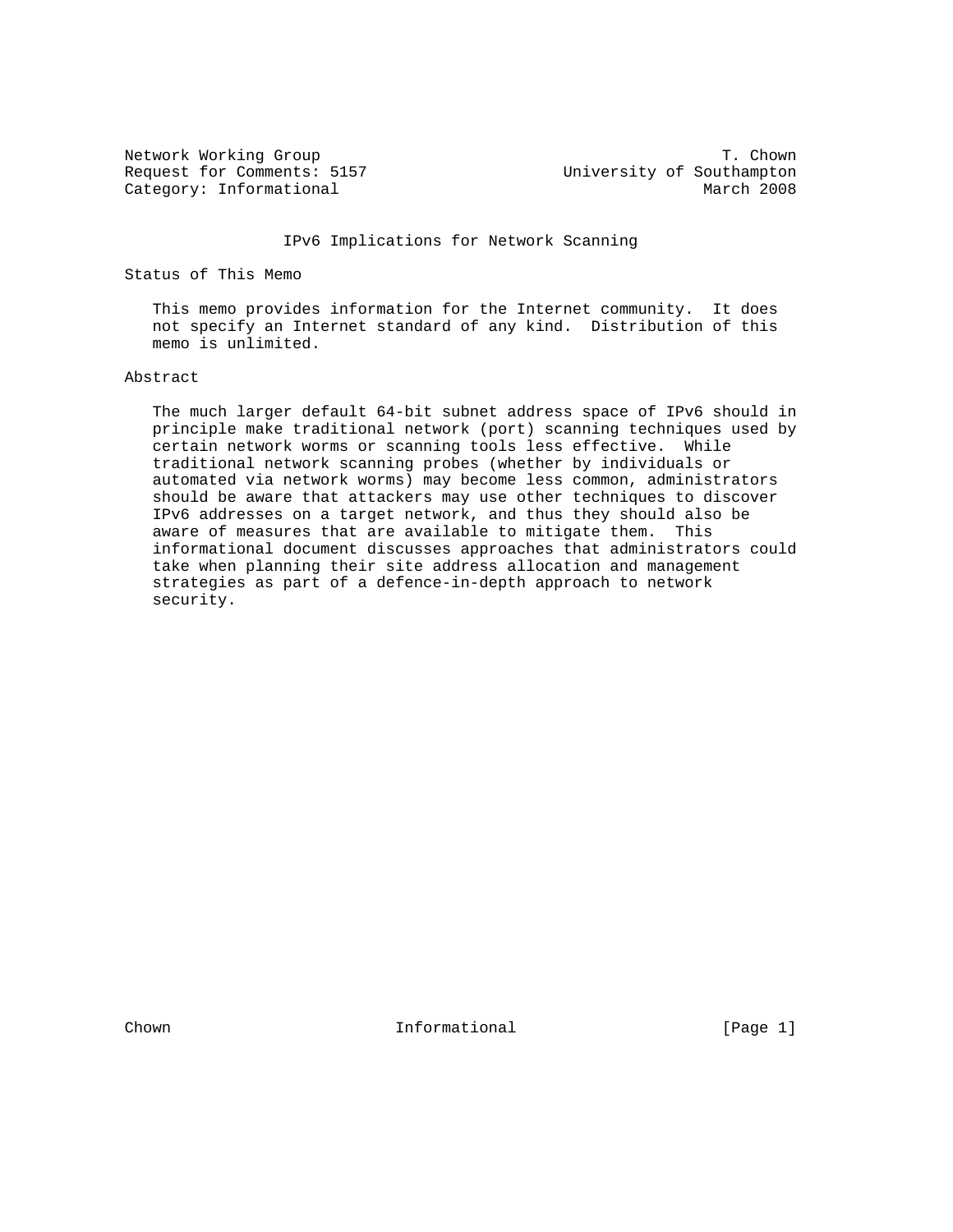Network Working Group T. Chown
Request for Comments: 5157 University of Southampton
Category: Informational March 2008

# IPv6 Implications for Network Scanning

## Status of This Memo

This memo provides information for the Internet community. It does not specify an Internet standard of any kind. Distribution of this memo is unlimited.

## Abstract

The much larger default 64-bit subnet address space of IPv6 should in principle make traditional network (port) scanning techniques used by certain network worms or scanning tools less effective. While traditional network scanning probes (whether by individuals or automated via network worms) may become less common, administrators should be aware that attackers may use other techniques to discover IPv6 addresses on a target network, and thus they should also be aware of measures that are available to mitigate them. This informational document discusses approaches that administrators could take when planning their site address allocation and management strategies as part of a defence-in-depth approach to network security.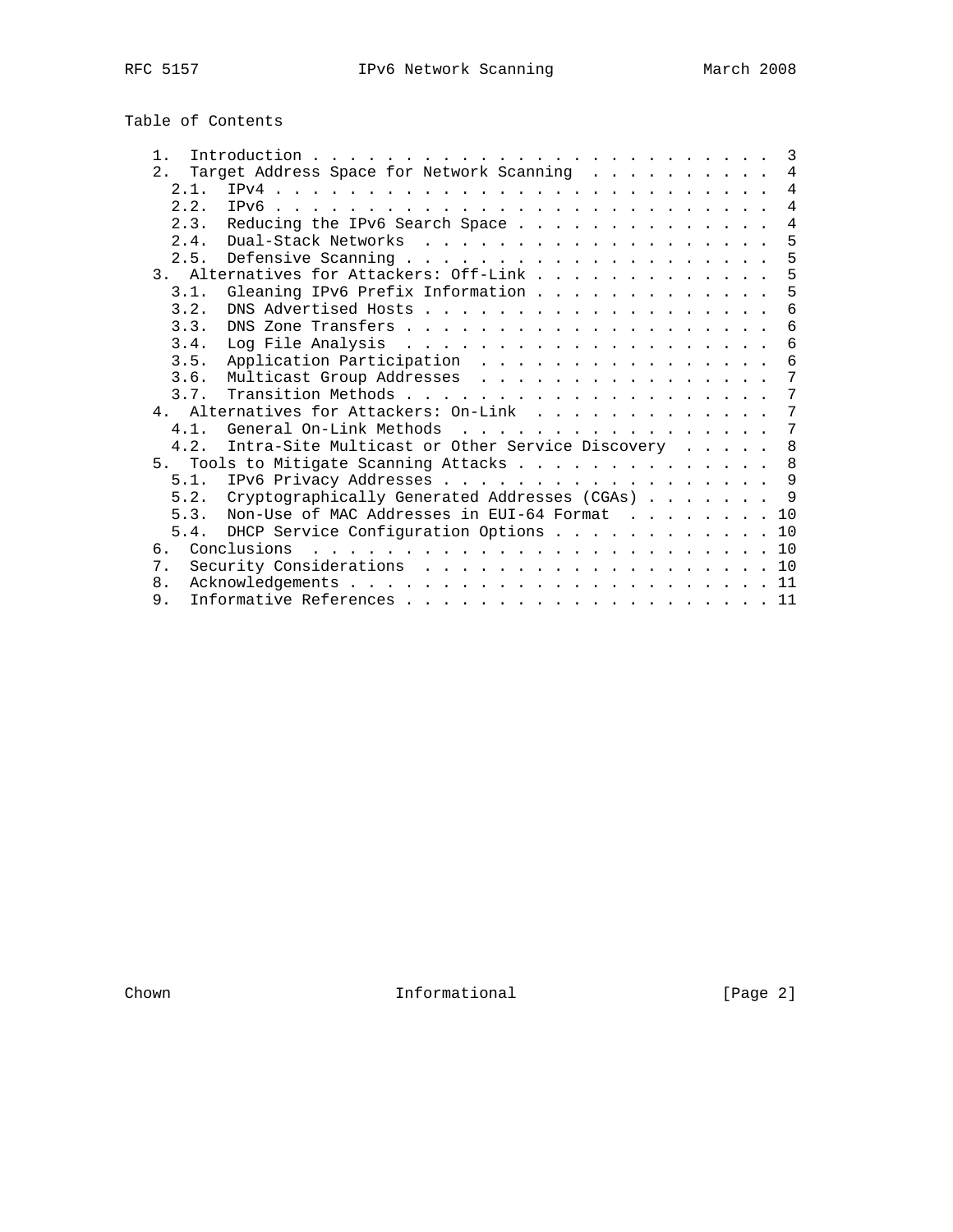## Table of Contents

```
   1.  Introduction . . . . . . . . . . . . . . . . . . . . . . . . .  3
   2.  Target Address Space for Network Scanning  . . . . . . . . . .  4
     2.1.  IPv4 . . . . . . . . . . . . . . . . . . . . . . . . . . .  4
     2.2.  IPv6 . . . . . . . . . . . . . . . . . . . . . . . . . . .  4
     2.3.  Reducing the IPv6 Search Space . . . . . . . . . . . . . .  4
     2.4.  Dual-Stack Networks  . . . . . . . . . . . . . . . . . . .  5
     2.5.  Defensive Scanning . . . . . . . . . . . . . . . . . . . .  5
   3.  Alternatives for Attackers: Off-Link . . . . . . . . . . . . .  5
     3.1.  Gleaning IPv6 Prefix Information . . . . . . . . . . . . .  5
     3.2.  DNS Advertised Hosts . . . . . . . . . . . . . . . . . . .  6
     3.3.  DNS Zone Transfers . . . . . . . . . . . . . . . . . . . .  6
     3.4.  Log File Analysis  . . . . . . . . . . . . . . . . . . . .  6
     3.5.  Application Participation  . . . . . . . . . . . . . . . .  6
     3.6.  Multicast Group Addresses  . . . . . . . . . . . . . . . .  7
     3.7.  Transition Methods . . . . . . . . . . . . . . . . . . . .  7
   4.  Alternatives for Attackers: On-Link  . . . . . . . . . . . . .  7
     4.1.  General On-Link Methods  . . . . . . . . . . . . . . . . .  7
     4.2.  Intra-Site Multicast or Other Service Discovery  . . . . .  8
   5.  Tools to Mitigate Scanning Attacks . . . . . . . . . . . . . .  8
     5.1.  IPv6 Privacy Addresses . . . . . . . . . . . . . . . . . .  9
     5.2.  Cryptographically Generated Addresses (CGAs) . . . . . . .  9
     5.3.  Non-Use of MAC Addresses in EUI-64 Format  . . . . . . . . 10
     5.4.  DHCP Service Configuration Options . . . . . . . . . . . . 10
   6.  Conclusions  . . . . . . . . . . . . . . . . . . . . . . . . . 10
   7.  Security Considerations  . . . . . . . . . . . . . . . . . . . 10
   8.  Acknowledgements . . . . . . . . . . . . . . . . . . . . . . . 11
   9.  Informative References . . . . . . . . . . . . . . . . . . . . 11
```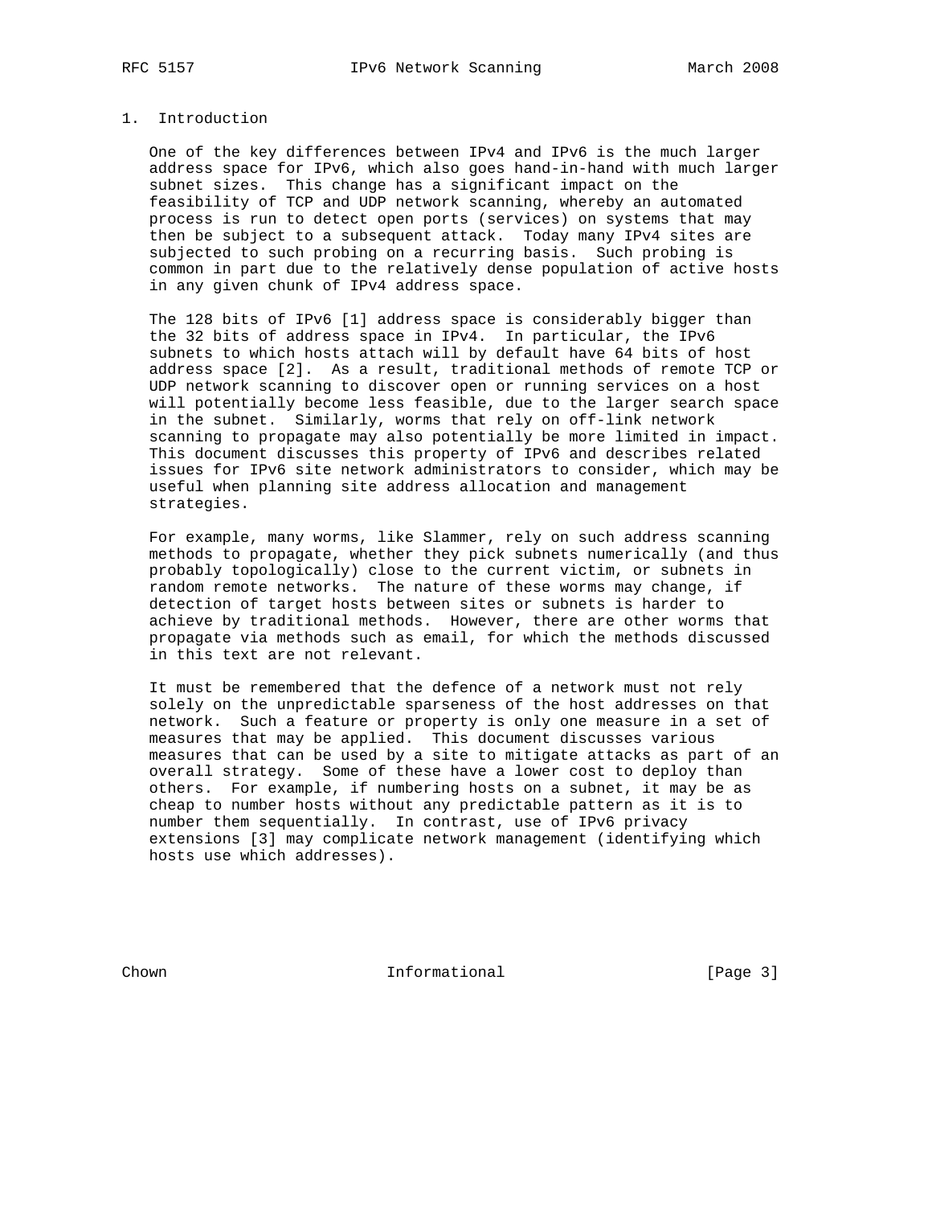# 1. Introduction

One of the key differences between IPv4 and IPv6 is the much larger address space for IPv6, which also goes hand-in-hand with much larger subnet sizes. This change has a significant impact on the feasibility of TCP and UDP network scanning, whereby an automated process is run to detect open ports (services) on systems that may then be subject to a subsequent attack. Today many IPv4 sites are subjected to such probing on a recurring basis. Such probing is common in part due to the relatively dense population of active hosts in any given chunk of IPv4 address space.

The 128 bits of IPv6 [1] address space is considerably bigger than the 32 bits of address space in IPv4. In particular, the IPv6 subnets to which hosts attach will by default have 64 bits of host address space [2]. As a result, traditional methods of remote TCP or UDP network scanning to discover open or running services on a host will potentially become less feasible, due to the larger search space in the subnet. Similarly, worms that rely on off-link network scanning to propagate may also potentially be more limited in impact. This document discusses this property of IPv6 and describes related issues for IPv6 site network administrators to consider, which may be useful when planning site address allocation and management strategies.

For example, many worms, like Slammer, rely on such address scanning methods to propagate, whether they pick subnets numerically (and thus probably topologically) close to the current victim, or subnets in random remote networks. The nature of these worms may change, if detection of target hosts between sites or subnets is harder to achieve by traditional methods. However, there are other worms that propagate via methods such as email, for which the methods discussed in this text are not relevant.

It must be remembered that the defence of a network must not rely solely on the unpredictable sparseness of the host addresses on that network. Such a feature or property is only one measure in a set of measures that may be applied. This document discusses various measures that can be used by a site to mitigate attacks as part of an overall strategy. Some of these have a lower cost to deploy than others. For example, if numbering hosts on a subnet, it may be as cheap to number hosts without any predictable pattern as it is to number them sequentially. In contrast, use of IPv6 privacy extensions [3] may complicate network management (identifying which hosts use which addresses).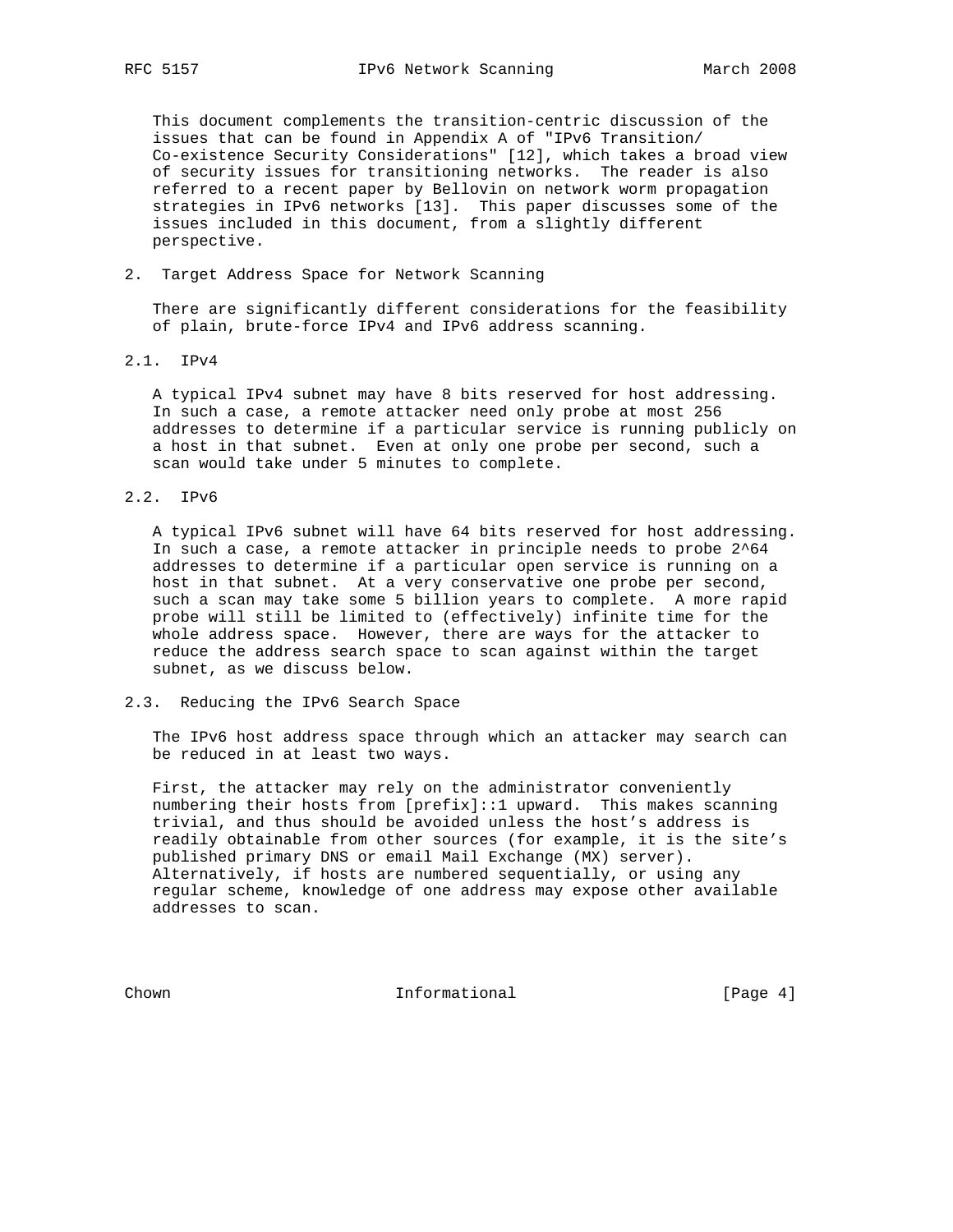This document complements the transition-centric discussion of the issues that can be found in Appendix A of "IPv6 Transition/Co-existence Security Considerations" [12], which takes a broad view of security issues for transitioning networks. The reader is also referred to a recent paper by Bellovin on network worm propagation strategies in IPv6 networks [13]. This paper discusses some of the issues included in this document, from a slightly different perspective.

## 2. Target Address Space for Network Scanning

There are significantly different considerations for the feasibility of plain, brute-force IPv4 and IPv6 address scanning.

### 2.1. IPv4

A typical IPv4 subnet may have 8 bits reserved for host addressing. In such a case, a remote attacker need only probe at most 256 addresses to determine if a particular service is running publicly on a host in that subnet. Even at only one probe per second, such a scan would take under 5 minutes to complete.

### 2.2. IPv6

A typical IPv6 subnet will have 64 bits reserved for host addressing. In such a case, a remote attacker in principle needs to probe $2^{64}$ addresses to determine if a particular open service is running on a host in that subnet. At a very conservative one probe per second, such a scan may take some 5 billion years to complete. A more rapid probe will still be limited to (effectively) infinite time for the whole address space. However, there are ways for the attacker to reduce the address search space to scan against within the target subnet, as we discuss below.

### 2.3. Reducing the IPv6 Search Space

The IPv6 host address space through which an attacker may search can be reduced in at least two ways.

First, the attacker may rely on the administrator conveniently numbering their hosts from [prefix]::1 upward. This makes scanning trivial, and thus should be avoided unless the host's address is readily obtainable from other sources (for example, it is the site's published primary DNS or email Mail Exchange (MX) server). Alternatively, if hosts are numbered sequentially, or using any regular scheme, knowledge of one address may expose other available addresses to scan.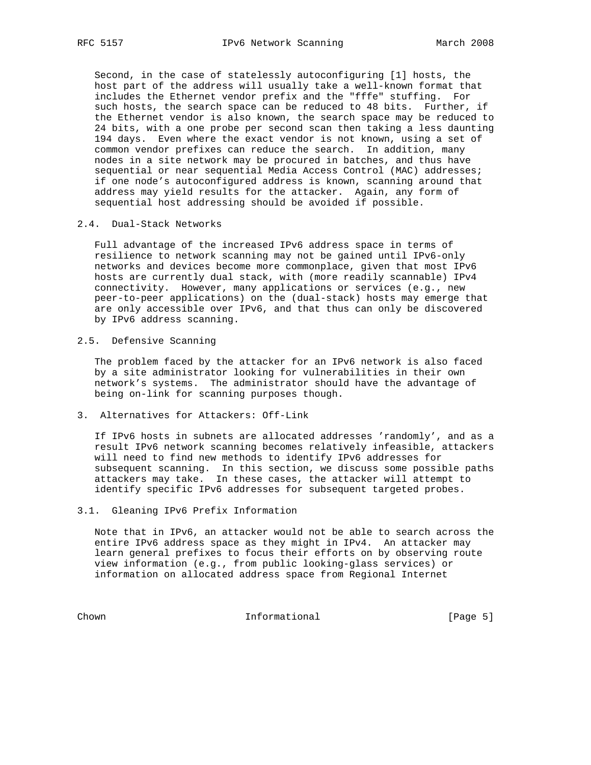Second, in the case of statelessly autoconfiguring [1] hosts, the host part of the address will usually take a well-known format that includes the Ethernet vendor prefix and the "fffe" stuffing. For such hosts, the search space can be reduced to 48 bits. Further, if the Ethernet vendor is also known, the search space may be reduced to 24 bits, with a one probe per second scan then taking a less daunting 194 days. Even where the exact vendor is not known, using a set of common vendor prefixes can reduce the search. In addition, many nodes in a site network may be procured in batches, and thus have sequential or near sequential Media Access Control (MAC) addresses; if one node's autoconfigured address is known, scanning around that address may yield results for the attacker. Again, any form of sequential host addressing should be avoided if possible.

### 2.4. Dual-Stack Networks

Full advantage of the increased IPv6 address space in terms of resilience to network scanning may not be gained until IPv6-only networks and devices become more commonplace, given that most IPv6 hosts are currently dual stack, with (more readily scannable) IPv4 connectivity. However, many applications or services (e.g., new peer-to-peer applications) on the (dual-stack) hosts may emerge that are only accessible over IPv6, and that thus can only be discovered by IPv6 address scanning.

### 2.5. Defensive Scanning

The problem faced by the attacker for an IPv6 network is also faced by a site administrator looking for vulnerabilities in their own network's systems. The administrator should have the advantage of being on-link for scanning purposes though.

## 3. Alternatives for Attackers: Off-Link

If IPv6 hosts in subnets are allocated addresses 'randomly', and as a result IPv6 network scanning becomes relatively infeasible, attackers will need to find new methods to identify IPv6 addresses for subsequent scanning. In this section, we discuss some possible paths attackers may take. In these cases, the attacker will attempt to identify specific IPv6 addresses for subsequent targeted probes.

### 3.1. Gleaning IPv6 Prefix Information

Note that in IPv6, an attacker would not be able to search across the entire IPv6 address space as they might in IPv4. An attacker may learn general prefixes to focus their efforts on by observing route view information (e.g., from public looking-glass services) or information on allocated address space from Regional Internet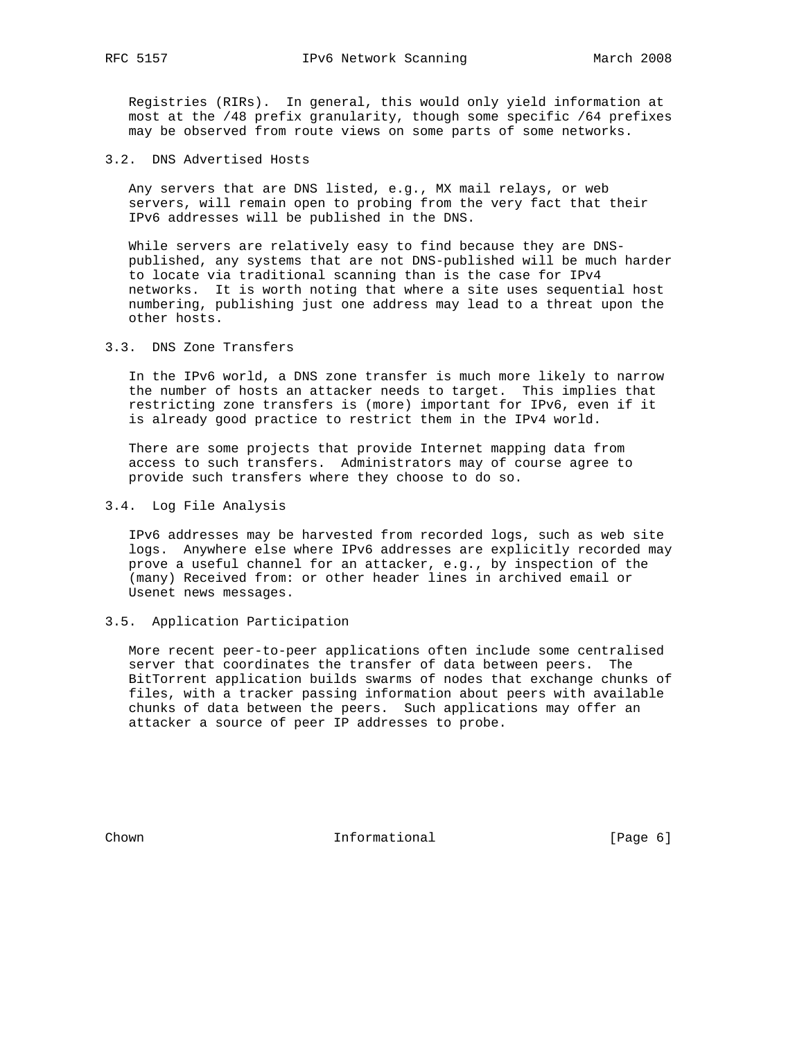Registries (RIRs). In general, this would only yield information at most at the /48 prefix granularity, though some specific /64 prefixes may be observed from route views on some parts of some networks.

### 3.2. DNS Advertised Hosts

Any servers that are DNS listed, e.g., MX mail relays, or web servers, will remain open to probing from the very fact that their IPv6 addresses will be published in the DNS.

While servers are relatively easy to find because they are DNS-published, any systems that are not DNS-published will be much harder to locate via traditional scanning than is the case for IPv4 networks. It is worth noting that where a site uses sequential host numbering, publishing just one address may lead to a threat upon the other hosts.

### 3.3. DNS Zone Transfers

In the IPv6 world, a DNS zone transfer is much more likely to narrow the number of hosts an attacker needs to target. This implies that restricting zone transfers is (more) important for IPv6, even if it is already good practice to restrict them in the IPv4 world.

There are some projects that provide Internet mapping data from access to such transfers. Administrators may of course agree to provide such transfers where they choose to do so.

### 3.4. Log File Analysis

IPv6 addresses may be harvested from recorded logs, such as web site logs. Anywhere else where IPv6 addresses are explicitly recorded may prove a useful channel for an attacker, e.g., by inspection of the (many) Received from: or other header lines in archived email or Usenet news messages.

### 3.5. Application Participation

More recent peer-to-peer applications often include some centralised server that coordinates the transfer of data between peers. The BitTorrent application builds swarms of nodes that exchange chunks of files, with a tracker passing information about peers with available chunks of data between the peers. Such applications may offer an attacker a source of peer IP addresses to probe.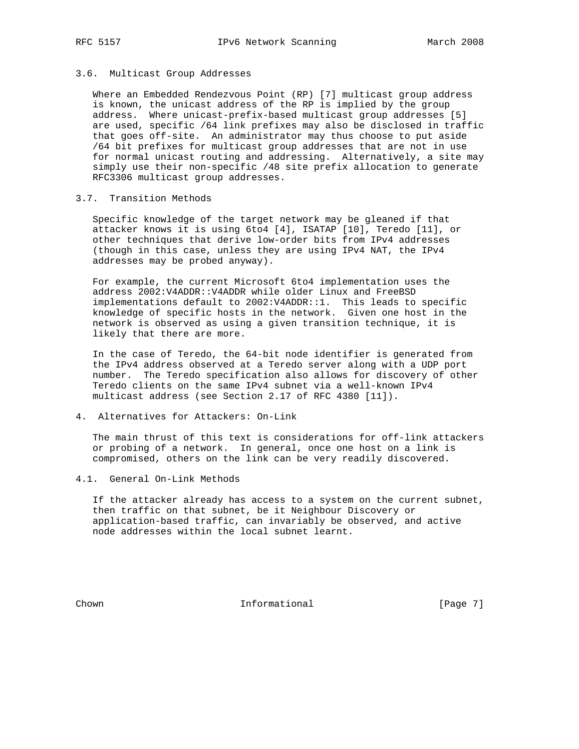### 3.6. Multicast Group Addresses

Where an Embedded Rendezvous Point (RP) [7] multicast group address is known, the unicast address of the RP is implied by the group address. Where unicast-prefix-based multicast group addresses [5] are used, specific /64 link prefixes may also be disclosed in traffic that goes off-site. An administrator may thus choose to put aside /64 bit prefixes for multicast group addresses that are not in use for normal unicast routing and addressing. Alternatively, a site may simply use their non-specific /48 site prefix allocation to generate RFC3306 multicast group addresses.

### 3.7. Transition Methods

Specific knowledge of the target network may be gleaned if that attacker knows it is using 6to4 [4], ISATAP [10], Teredo [11], or other techniques that derive low-order bits from IPv4 addresses (though in this case, unless they are using IPv4 NAT, the IPv4 addresses may be probed anyway).

For example, the current Microsoft 6to4 implementation uses the address 2002:V4ADDR::V4ADDR while older Linux and FreeBSD implementations default to 2002:V4ADDR::1. This leads to specific knowledge of specific hosts in the network. Given one host in the network is observed as using a given transition technique, it is likely that there are more.

In the case of Teredo, the 64-bit node identifier is generated from the IPv4 address observed at a Teredo server along with a UDP port number. The Teredo specification also allows for discovery of other Teredo clients on the same IPv4 subnet via a well-known IPv4 multicast address (see Section 2.17 of RFC 4380 [11]).

## 4. Alternatives for Attackers: On-Link

The main thrust of this text is considerations for off-link attackers or probing of a network. In general, once one host on a link is compromised, others on the link can be very readily discovered.

### 4.1. General On-Link Methods

If the attacker already has access to a system on the current subnet, then traffic on that subnet, be it Neighbour Discovery or application-based traffic, can invariably be observed, and active node addresses within the local subnet learnt.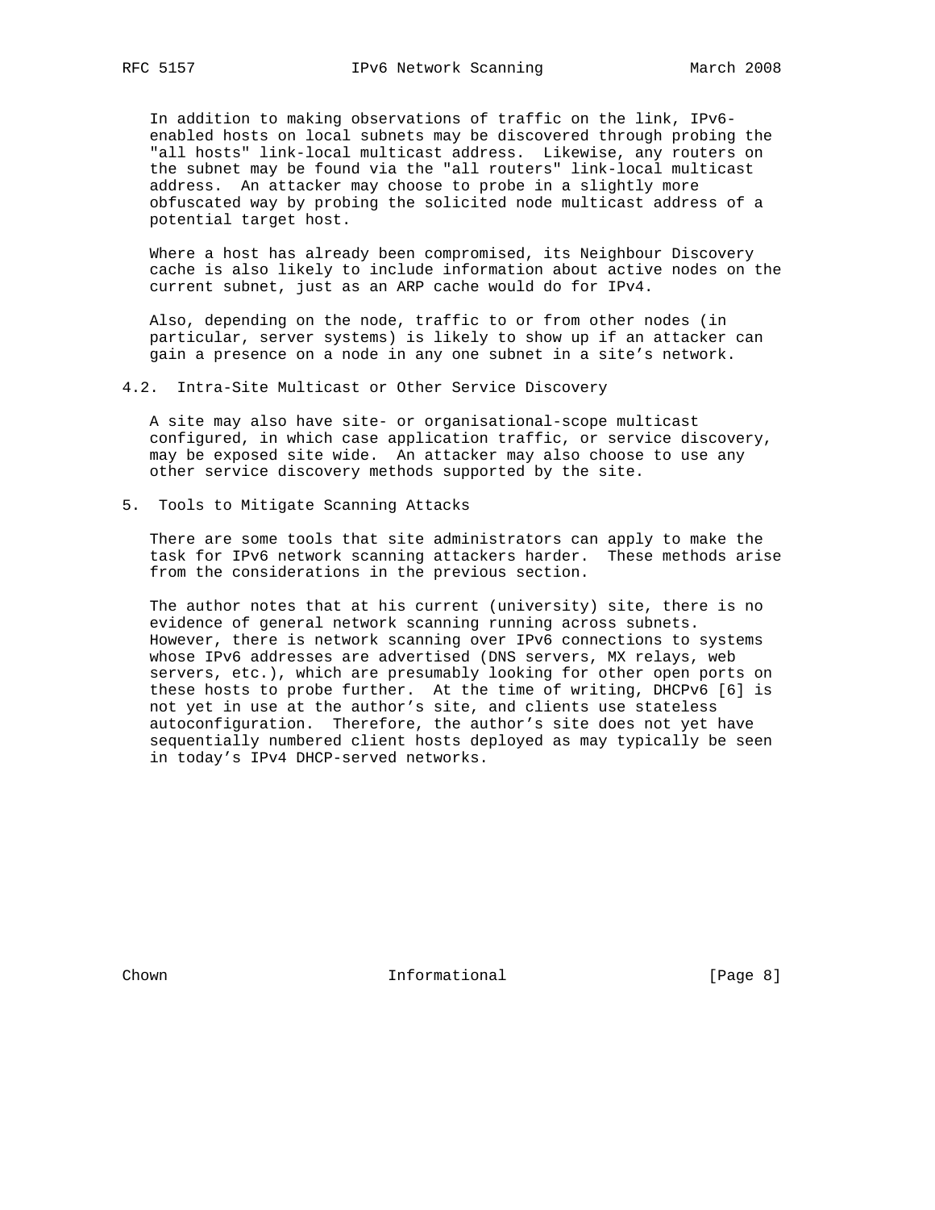In addition to making observations of traffic on the link, IPv6-enabled hosts on local subnets may be discovered through probing the "all hosts" link-local multicast address. Likewise, any routers on the subnet may be found via the "all routers" link-local multicast address. An attacker may choose to probe in a slightly more obfuscated way by probing the solicited node multicast address of a potential target host.

Where a host has already been compromised, its Neighbour Discovery cache is also likely to include information about active nodes on the current subnet, just as an ARP cache would do for IPv4.

Also, depending on the node, traffic to or from other nodes (in particular, server systems) is likely to show up if an attacker can gain a presence on a node in any one subnet in a site's network.

### 4.2. Intra-Site Multicast or Other Service Discovery

A site may also have site- or organisational-scope multicast configured, in which case application traffic, or service discovery, may be exposed site wide. An attacker may also choose to use any other service discovery methods supported by the site.

## 5. Tools to Mitigate Scanning Attacks

There are some tools that site administrators can apply to make the task for IPv6 network scanning attackers harder. These methods arise from the considerations in the previous section.

The author notes that at his current (university) site, there is no evidence of general network scanning running across subnets. However, there is network scanning over IPv6 connections to systems whose IPv6 addresses are advertised (DNS servers, MX relays, web servers, etc.), which are presumably looking for other open ports on these hosts to probe further. At the time of writing, DHCPv6 [6] is not yet in use at the author's site, and clients use stateless autoconfiguration. Therefore, the author's site does not yet have sequentially numbered client hosts deployed as may typically be seen in today's IPv4 DHCP-served networks.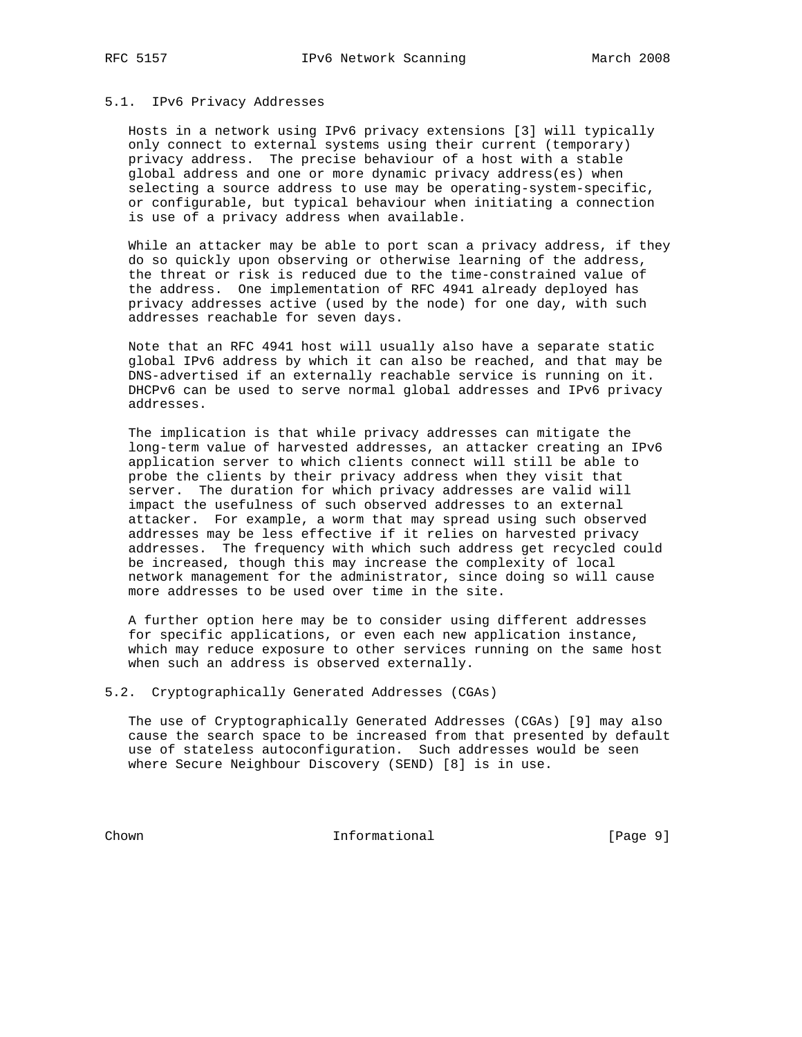### 5.1. IPv6 Privacy Addresses

Hosts in a network using IPv6 privacy extensions [3] will typically only connect to external systems using their current (temporary) privacy address. The precise behaviour of a host with a stable global address and one or more dynamic privacy address(es) when selecting a source address to use may be operating-system-specific, or configurable, but typical behaviour when initiating a connection is use of a privacy address when available.

While an attacker may be able to port scan a privacy address, if they do so quickly upon observing or otherwise learning of the address, the threat or risk is reduced due to the time-constrained value of the address. One implementation of RFC 4941 already deployed has privacy addresses active (used by the node) for one day, with such addresses reachable for seven days.

Note that an RFC 4941 host will usually also have a separate static global IPv6 address by which it can also be reached, and that may be DNS-advertised if an externally reachable service is running on it. DHCPv6 can be used to serve normal global addresses and IPv6 privacy addresses.

The implication is that while privacy addresses can mitigate the long-term value of harvested addresses, an attacker creating an IPv6 application server to which clients connect will still be able to probe the clients by their privacy address when they visit that server. The duration for which privacy addresses are valid will impact the usefulness of such observed addresses to an external attacker. For example, a worm that may spread using such observed addresses may be less effective if it relies on harvested privacy addresses. The frequency with which such address get recycled could be increased, though this may increase the complexity of local network management for the administrator, since doing so will cause more addresses to be used over time in the site.

A further option here may be to consider using different addresses for specific applications, or even each new application instance, which may reduce exposure to other services running on the same host when such an address is observed externally.

### 5.2. Cryptographically Generated Addresses (CGAs)

The use of Cryptographically Generated Addresses (CGAs) [9] may also cause the search space to be increased from that presented by default use of stateless autoconfiguration. Such addresses would be seen where Secure Neighbour Discovery (SEND) [8] is in use.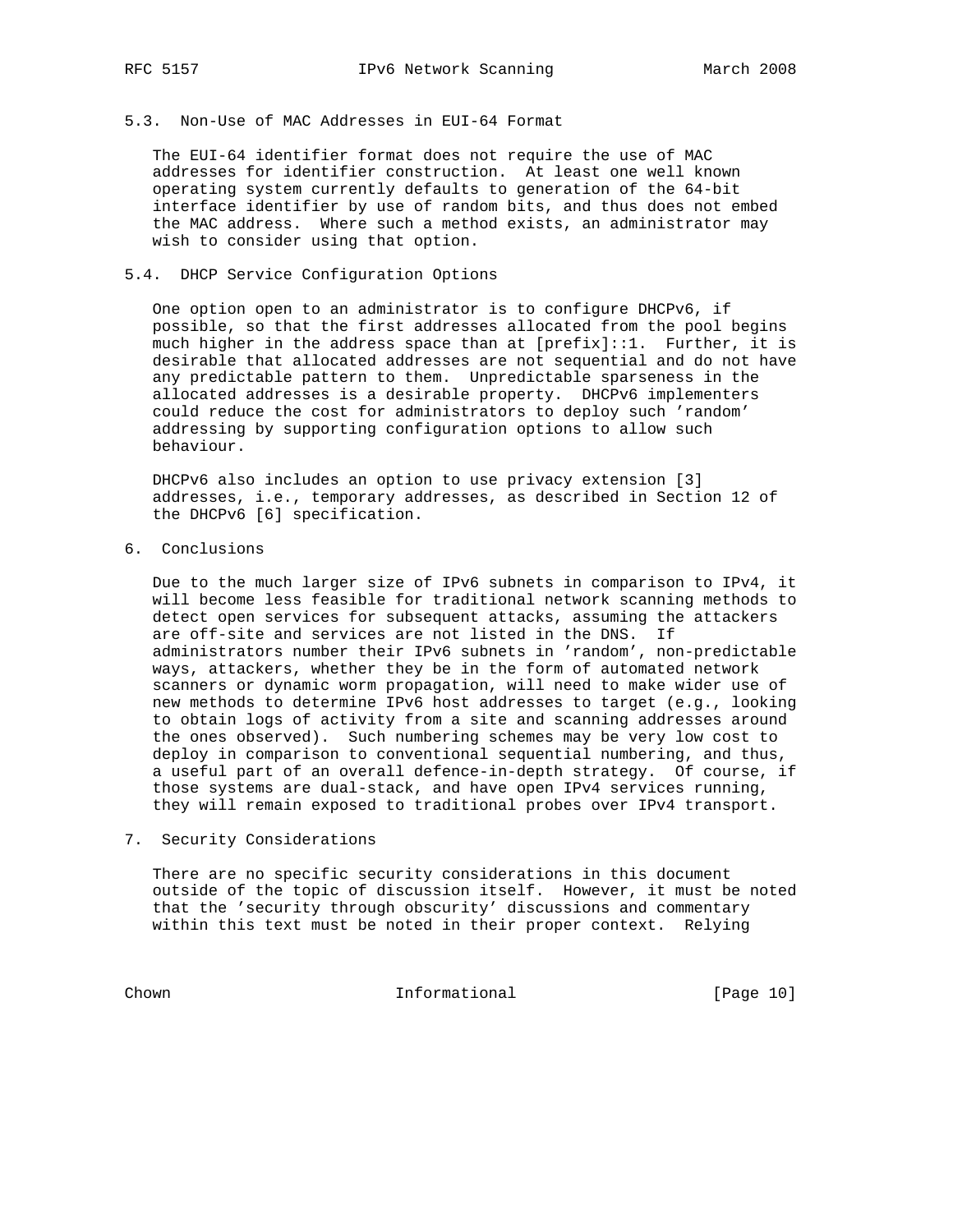### 5.3. Non-Use of MAC Addresses in EUI-64 Format

The EUI-64 identifier format does not require the use of MAC addresses for identifier construction. At least one well known operating system currently defaults to generation of the 64-bit interface identifier by use of random bits, and thus does not embed the MAC address. Where such a method exists, an administrator may wish to consider using that option.

### 5.4. DHCP Service Configuration Options

One option open to an administrator is to configure DHCPv6, if possible, so that the first addresses allocated from the pool begins much higher in the address space than at [prefix]::1. Further, it is desirable that allocated addresses are not sequential and do not have any predictable pattern to them. Unpredictable sparseness in the allocated addresses is a desirable property. DHCPv6 implementers could reduce the cost for administrators to deploy such 'random' addressing by supporting configuration options to allow such behaviour.

DHCPv6 also includes an option to use privacy extension [3] addresses, i.e., temporary addresses, as described in Section 12 of the DHCPv6 [6] specification.

## 6. Conclusions

Due to the much larger size of IPv6 subnets in comparison to IPv4, it will become less feasible for traditional network scanning methods to detect open services for subsequent attacks, assuming the attackers are off-site and services are not listed in the DNS. If administrators number their IPv6 subnets in 'random', non-predictable ways, attackers, whether they be in the form of automated network scanners or dynamic worm propagation, will need to make wider use of new methods to determine IPv6 host addresses to target (e.g., looking to obtain logs of activity from a site and scanning addresses around the ones observed). Such numbering schemes may be very low cost to deploy in comparison to conventional sequential numbering, and thus, a useful part of an overall defence-in-depth strategy. Of course, if those systems are dual-stack, and have open IPv4 services running, they will remain exposed to traditional probes over IPv4 transport.

## 7. Security Considerations

There are no specific security considerations in this document outside of the topic of discussion itself. However, it must be noted that the 'security through obscurity' discussions and commentary within this text must be noted in their proper context. Relying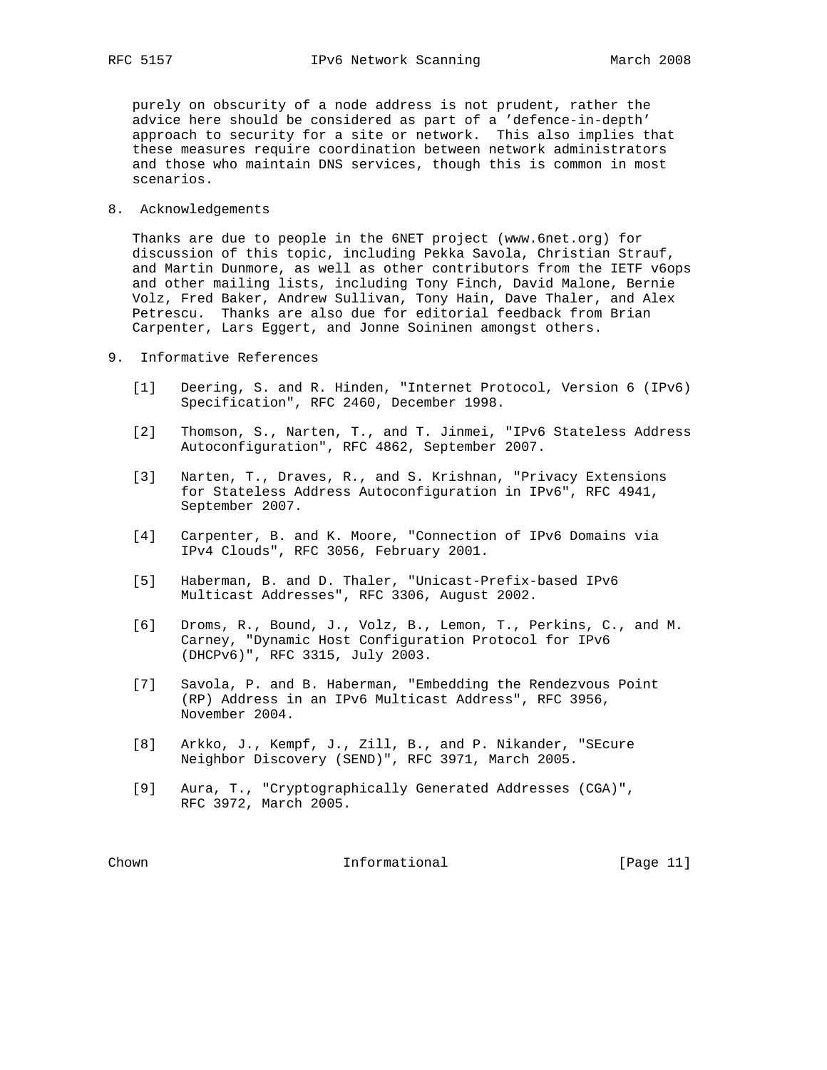purely on obscurity of a node address is not prudent, rather the advice here should be considered as part of a 'defence-in-depth' approach to security for a site or network. This also implies that these measures require coordination between network administrators and those who maintain DNS services, though this is common in most scenarios.

## 8. Acknowledgements

Thanks are due to people in the 6NET project (www.6net.org) for discussion of this topic, including Pekka Savola, Christian Strauf, and Martin Dunmore, as well as other contributors from the IETF v6ops and other mailing lists, including Tony Finch, David Malone, Bernie Volz, Fred Baker, Andrew Sullivan, Tony Hain, Dave Thaler, and Alex Petrescu. Thanks are also due for editorial feedback from Brian Carpenter, Lars Eggert, and Jonne Soininen amongst others.

## 9. Informative References

[1] Deering, S. and R. Hinden, "Internet Protocol, Version 6 (IPv6) Specification", RFC 2460, December 1998.

[2] Thomson, S., Narten, T., and T. Jinmei, "IPv6 Stateless Address Autoconfiguration", RFC 4862, September 2007.

[3] Narten, T., Draves, R., and S. Krishnan, "Privacy Extensions for Stateless Address Autoconfiguration in IPv6", RFC 4941, September 2007.

[4] Carpenter, B. and K. Moore, "Connection of IPv6 Domains via IPv4 Clouds", RFC 3056, February 2001.

[5] Haberman, B. and D. Thaler, "Unicast-Prefix-based IPv6 Multicast Addresses", RFC 3306, August 2002.

[6] Droms, R., Bound, J., Volz, B., Lemon, T., Perkins, C., and M. Carney, "Dynamic Host Configuration Protocol for IPv6 (DHCPv6)", RFC 3315, July 2003.

[7] Savola, P. and B. Haberman, "Embedding the Rendezvous Point (RP) Address in an IPv6 Multicast Address", RFC 3956, November 2004.

[8] Arkko, J., Kempf, J., Zill, B., and P. Nikander, "SEcure Neighbor Discovery (SEND)", RFC 3971, March 2005.

[9] Aura, T., "Cryptographically Generated Addresses (CGA)", RFC 3972, March 2005.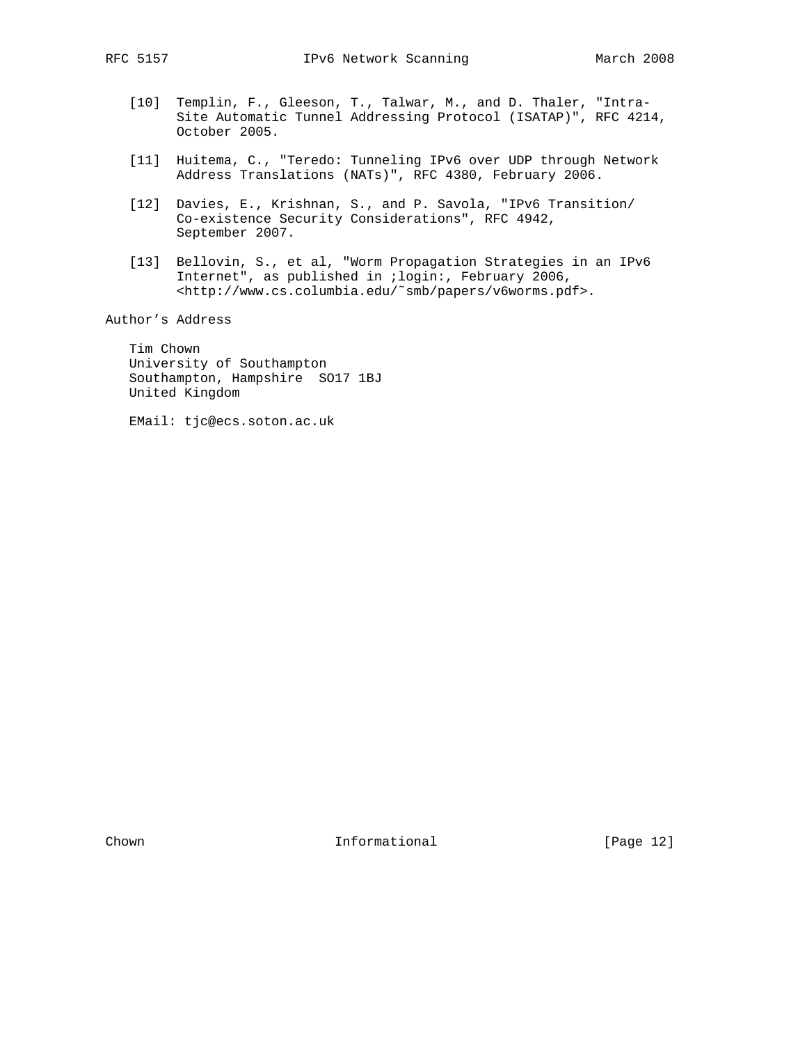[10] Templin, F., Gleeson, T., Talwar, M., and D. Thaler, "Intra-Site Automatic Tunnel Addressing Protocol (ISATAP)", RFC 4214, October 2005.

[11] Huitema, C., "Teredo: Tunneling IPv6 over UDP through Network Address Translations (NATs)", RFC 4380, February 2006.

[12] Davies, E., Krishnan, S., and P. Savola, "IPv6 Transition/Co-existence Security Considerations", RFC 4942, September 2007.

[13] Bellovin, S., et al, "Worm Propagation Strategies in an IPv6 Internet", as published in ;login:, February 2006, <http://www.cs.columbia.edu/~smb/papers/v6worms.pdf>.

## Author's Address

Tim Chown
University of Southampton
Southampton, Hampshire SO17 1BJ
United Kingdom

EMail: tjc@ecs.soton.ac.uk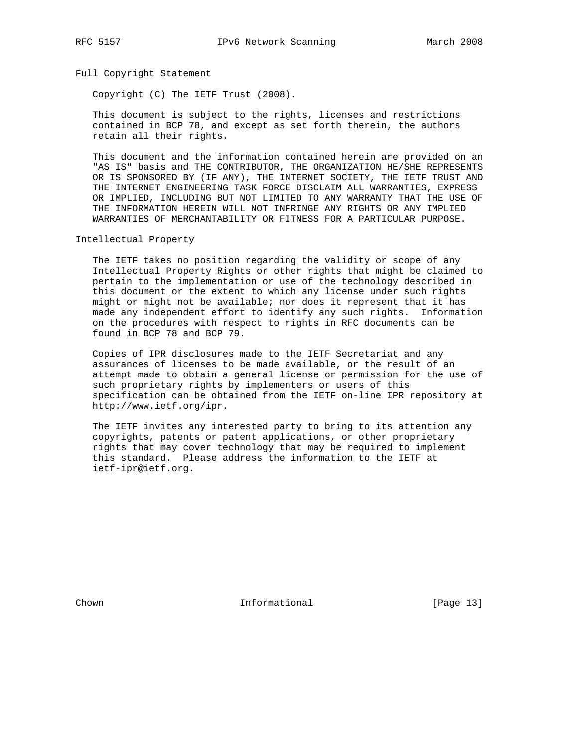## Full Copyright Statement

Copyright (C) The IETF Trust (2008).

This document is subject to the rights, licenses and restrictions contained in BCP 78, and except as set forth therein, the authors retain all their rights.

This document and the information contained herein are provided on an "AS IS" basis and THE CONTRIBUTOR, THE ORGANIZATION HE/SHE REPRESENTS OR IS SPONSORED BY (IF ANY), THE INTERNET SOCIETY, THE IETF TRUST AND THE INTERNET ENGINEERING TASK FORCE DISCLAIM ALL WARRANTIES, EXPRESS OR IMPLIED, INCLUDING BUT NOT LIMITED TO ANY WARRANTY THAT THE USE OF THE INFORMATION HEREIN WILL NOT INFRINGE ANY RIGHTS OR ANY IMPLIED WARRANTIES OF MERCHANTABILITY OR FITNESS FOR A PARTICULAR PURPOSE.

## Intellectual Property

The IETF takes no position regarding the validity or scope of any Intellectual Property Rights or other rights that might be claimed to pertain to the implementation or use of the technology described in this document or the extent to which any license under such rights might or might not be available; nor does it represent that it has made any independent effort to identify any such rights. Information on the procedures with respect to rights in RFC documents can be found in BCP 78 and BCP 79.

Copies of IPR disclosures made to the IETF Secretariat and any assurances of licenses to be made available, or the result of an attempt made to obtain a general license or permission for the use of such proprietary rights by implementers or users of this specification can be obtained from the IETF on-line IPR repository at http://www.ietf.org/ipr.

The IETF invites any interested party to bring to its attention any copyrights, patents or patent applications, or other proprietary rights that may cover technology that may be required to implement this standard. Please address the information to the IETF at ietf-ipr@ietf.org.